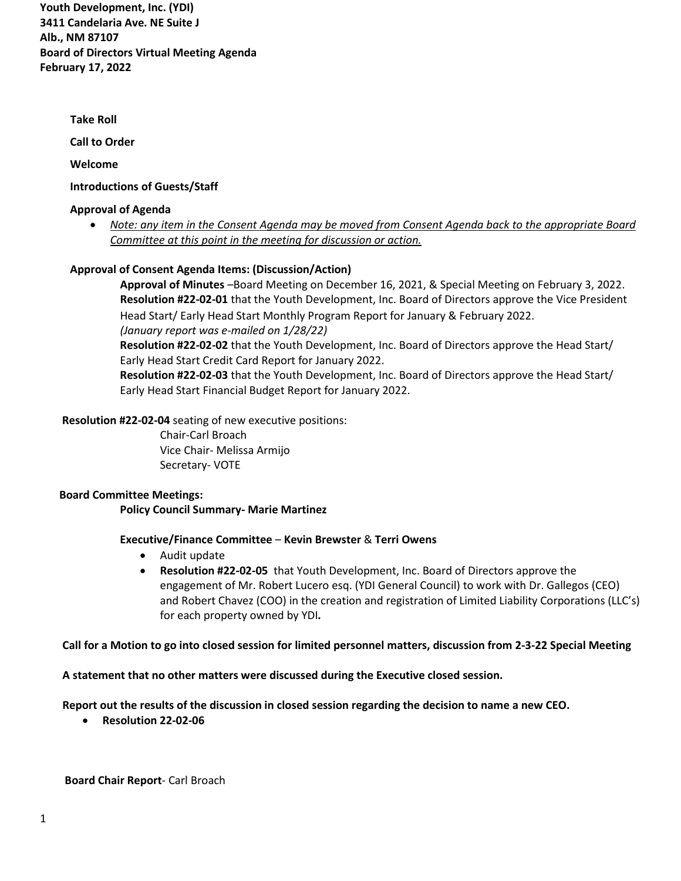**Youth Development, Inc. (YDI)**
**3411 Candelaria Ave. NE Suite J**
**Alb., NM 87107**
**Board of Directors Virtual Meeting Agenda**
**February 17, 2022**

**Take Roll**

**Call to Order**

**Welcome**

**Introductions of Guests/Staff**

**Approval of Agenda**

- *Note: any item in the Consent Agenda may be moved from Consent Agenda back to the appropriate Board Committee at this point in the meeting for discussion or action.*

**Approval of Consent Agenda Items: (Discussion/Action)**

**Approval of Minutes** –Board Meeting on December 16, 2021, & Special Meeting on February 3, 2022.
**Resolution #22-02-01** that the Youth Development, Inc. Board of Directors approve the Vice President Head Start/ Early Head Start Monthly Program Report for January & February 2022.
*(January report was e-mailed on 1/28/22)*
**Resolution #22-02-02** that the Youth Development, Inc. Board of Directors approve the Head Start/ Early Head Start Credit Card Report for January 2022.
**Resolution #22-02-03** that the Youth Development, Inc. Board of Directors approve the Head Start/ Early Head Start Financial Budget Report for January 2022.

**Resolution #22-02-04** seating of new executive positions:

Chair-Carl Broach
Vice Chair- Melissa Armijo
Secretary- VOTE

**Board Committee Meetings:**

**Policy Council Summary- Marie Martinez**

**Executive/Finance Committee** – **Kevin Brewster** & **Terri Owens**

- Audit update
- **Resolution #22-02-05** that Youth Development, Inc. Board of Directors approve the engagement of Mr. Robert Lucero esq. (YDI General Council) to work with Dr. Gallegos (CEO) and Robert Chavez (COO) in the creation and registration of Limited Liability Corporations (LLC's) for each property owned by YDI**.**

**Call for a Motion to go into closed session for limited personnel matters, discussion from 2-3-22 Special Meeting**

**A statement that no other matters were discussed during the Executive closed session.**

**Report out the results of the discussion in closed session regarding the decision to name a new CEO.**

- **Resolution 22-02-06**

**Board Chair Report**- Carl Broach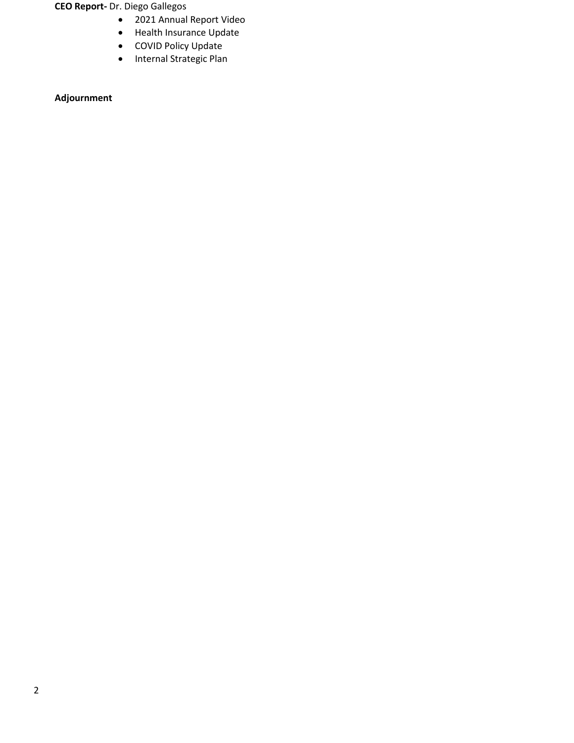**CEO Report-** Dr. Diego Gallegos

- 2021 Annual Report Video
- Health Insurance Update
- COVID Policy Update
- Internal Strategic Plan

**Adjournment**